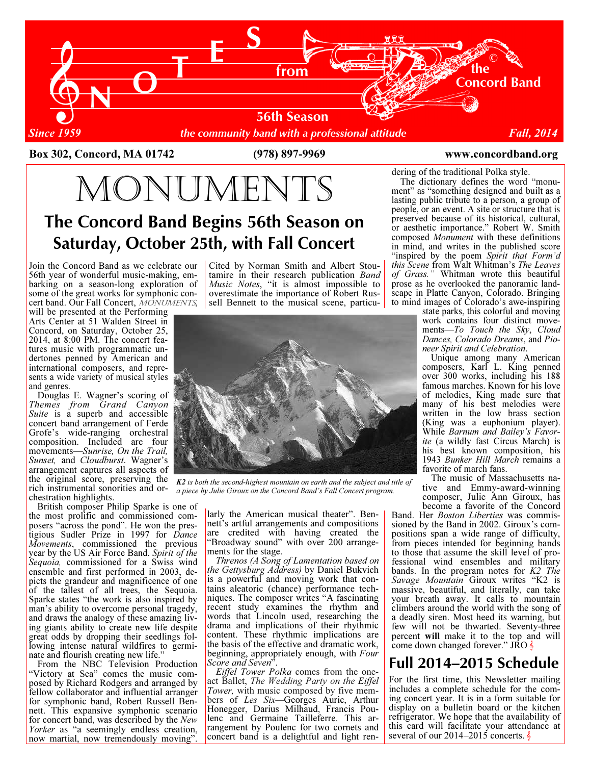# NOTES from the Concord Band

**56th Season**

*Since 1959* — *the community band with a professional attitude* — *Fall, 2014*

**Box 302, Concord, MA 01742** **(978) 897-9969** **www.concordband.org**

# MONUMENTS

## The Concord Band Begins 56th Season on Saturday, October 25th, with Fall Concert

Join the Concord Band as we celebrate our 56th year of wonderful music-making, embarking on a season-long exploration of some of the great works for symphonic concert band. Our Fall Concert, *MONUMENTS*, will be presented at the Performing Arts Center at 51 Walden Street in Concord, on Saturday, October 25, 2014, at 8:00 PM. The concert features music with programmatic undertones penned by American and international composers, and represents a wide variety of musical styles and genres.

Douglas E. Wagner's scoring of *Themes from Grand Canyon Suite* is a superb and accessible concert band arrangement of Ferde Grofe's wide-ranging orchestral composition. Included are four movements—*Sunrise, On the Trail, Sunset,* and *Cloudburst*. Wagner's arrangement captures all aspects of the original score, preserving the rich instrumental sonorities and orchestration highlights.

British composer Philip Sparke is one of the most prolific and commissioned composers "across the pond". He won the prestigious Sudler Prize in 1997 for *Dance Movements*, commissioned the previous year by the US Air Force Band. *Spirit of the Sequoia,* commissioned for a Swiss wind ensemble and first performed in 2003, depicts the grandeur and magnificence of one of the tallest of all trees, the Sequoia. Sparke states "the work is also inspired by man's ability to overcome personal tragedy, and draws the analogy of these amazing living giants ability to create new life despite great odds by dropping their seedlings following intense natural wildfires to germinate and flourish creating new life."

From the NBC Television Production "Victory at Sea" comes the music composed by Richard Rodgers and arranged by fellow collaborator and influential arranger for symphonic band, Robert Russell Bennett. This expansive symphonic scenario for concert band, was described by the *New Yorker* as "a seemingly endless creation, now martial, now tremendously moving". Cited by Norman Smith and Albert Stoutamire in their research publication *Band Music Notes*, "it is almost impossible to overestimate the importance of Robert Russell Bennett to the musical scene, particularly the American musical theater". Bennett's artful arrangements and compositions are credited with having created the "Broadway sound" with over 200 arrangements for the stage.

*K2 is both the second-highest mountain on earth and the subject and title of a piece by Julie Giroux on the Concord Band's Fall Concert program.*

*Threnos (A Song of Lamentation based on the Gettysburg Address)* by Daniel Bukvich is a powerful and moving work that contains aleatoric (chance) performance techniques. The composer writes "A fascinating recent study examines the rhythm and words that Lincoln used, researching the drama and implications of their rhythmic content. These rhythmic implications are the basis of the effective and dramatic work, beginning, appropriately enough, with *Four Score and Seven*".

*Eiffel Tower Polka* comes from the one-act Ballet, *The Wedding Party on the Eiffel Tower,* with music composed by five members of *Les Six*—Georges Auric, Arthur Honegger, Darius Milhaud, Francis Poulenc and Germaine Tailleferre. This arrangement by Poulenc for two cornets and concert band is a delightful and light rendering of the traditional Polka style.

The dictionary defines the word "monument" as "something designed and built as a lasting public tribute to a person, a group of people, or an event. A site or structure that is preserved because of its historical, cultural, or aesthetic importance." Robert W. Smith composed *Monument* with these definitions in mind, and writes in the published score "inspired by the poem *Spirit that Form'd this Scene* from Walt Whitman's *The Leaves of Grass."* Whitman wrote this beautiful prose as he overlooked the panoramic landscape in Platte Canyon, Colorado. Bringing to mind images of Colorado's awe-inspiring state parks, this colorful and moving work contains four distinct movements—*To Touch the Sky*, *Cloud Dances, Colorado Dreams*, and *Pioneer Spirit and Celebration*.

Unique among many American composers, Karl L. King penned over 300 works, including his 188 famous marches. Known for his love of melodies, King made sure that many of his best melodies were written in the low brass section (King was a euphonium player). While *Barnum and Bailey's Favorite* (a wildly fast Circus March) is his best known composition, his 1943 *Bunker Hill March* remains a favorite of march fans.

The music of Massachusetts native and Emmy-award-winning composer, Julie Ann Giroux, has become a favorite of the Concord Band. Her *Boston Liberties* was commissioned by the Band in 2002. Giroux's compositions span a wide range of difficulty, from pieces intended for beginning bands to those that assume the skill level of professional wind ensembles and military bands. In the program notes for *K2 The Savage Mountain* Giroux writes "K2 is massive, beautiful, and literally, can take your breath away. It calls to mountain climbers around the world with the song of a deadly siren. Most heed its warning, but few will not be thwarted. Seventy-three percent **will** make it to the top and will come down changed forever." JRO

## Full 2014–2015 Schedule

For the first time, this Newsletter mailing includes a complete schedule for the coming concert year. It is in a form suitable for display on a bulletin board or the kitchen refrigerator. We hope that the availability of this card will facilitate your attendance at several of our 2014–2015 concerts.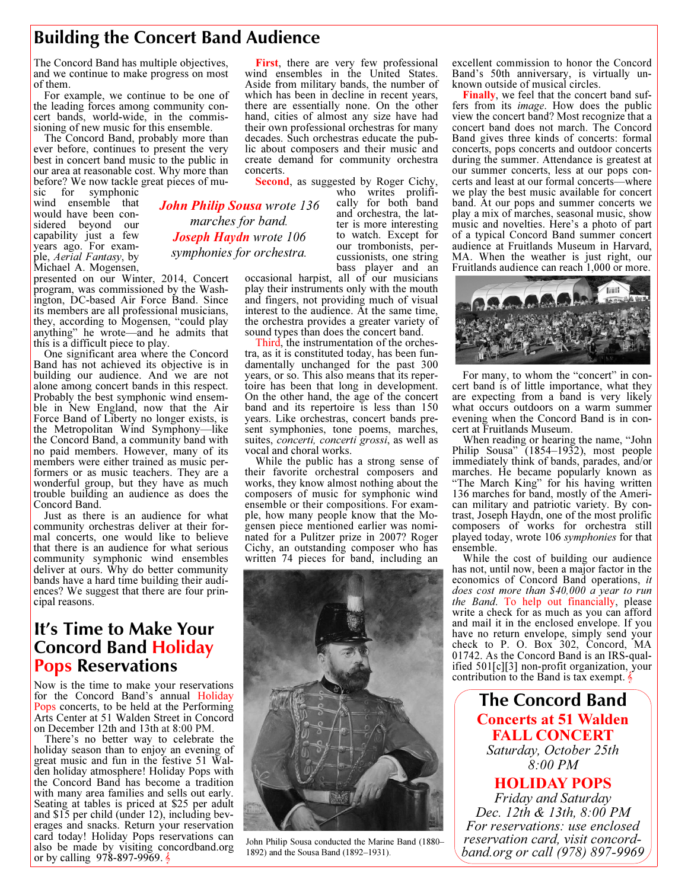# Building the Concert Band Audience

The Concord Band has multiple objectives, and we continue to make progress on most of them.

For example, we continue to be one of the leading forces among community concert bands, world-wide, in the commissioning of new music for this ensemble.

The Concord Band, probably more than ever before, continues to present the very best in concert band music to the public in our area at reasonable cost. Why more than before? We now tackle great pieces of music for symphonic wind ensemble that would have been considered beyond our capability just a few years ago. For example, *Aerial Fantasy*, by Michael A. Mogensen, presented on our Winter, 2014, Concert program, was commissioned by the Washington, DC-based Air Force Band. Since its members are all professional musicians, they, according to Mogensen, "could play anything" he wrote—and he admits that this is a difficult piece to play.

One significant area where the Concord Band has not achieved its objective is in building our audience. And we are not alone among concert bands in this respect. Probably the best symphonic wind ensemble in New England, now that the Air Force Band of Liberty no longer exists, is the Metropolitan Wind Symphony—like the Concord Band, a community band with no paid members. However, many of its members were either trained as music performers or as music teachers. They are a wonderful group, but they have as much trouble building an audience as does the Concord Band.

Just as there is an audience for what community orchestras deliver at their formal concerts, one would like to believe that there is an audience for what serious community symphonic wind ensembles deliver at ours. Why do better community bands have a hard time building their audiences? We suggest that there are four principal reasons.

> ***John Philip Sousa** wrote 136 marches for band.*
> ***Joseph Haydn** wrote 106 symphonies for orchestra.*

**First**, there are very few professional wind ensembles in the United States. Aside from military bands, the number of which has been in decline in recent years, there are essentially none. On the other hand, cities of almost any size have had their own professional orchestras for many decades. Such orchestras educate the public about composers and their music and create demand for community orchestra concerts.

**Second**, as suggested by Roger Cichy, who writes prolifically for both band and orchestra, the latter is more interesting to watch. Except for our trombonists, percussionists, one string bass player and an occasional harpist, all of our musicians play their instruments only with the mouth and fingers, not providing much of visual interest to the audience. At the same time, the orchestra provides a greater variety of sound types than does the concert band.

Third, the instrumentation of the orchestra, as it is constituted today, has been fundamentally unchanged for the past 300 years, or so. This also means that its repertoire has been that long in development. On the other hand, the age of the concert band and its repertoire is less than 150 years. Like orchestras, concert bands present symphonies, tone poems, marches, suites, *concerti, concerti grossi*, as well as vocal and choral works.

While the public has a strong sense of their favorite orchestral composers and works, they know almost nothing about the composers of music for symphonic wind ensemble or their compositions. For example, how many people know that the Mogensen piece mentioned earlier was nominated for a Pulitzer prize in 2007? Roger Cichy, an outstanding composer who has written 74 pieces for band, including an excellent commission to honor the Concord Band's 50th anniversary, is virtually unknown outside of musical circles.

John Philip Sousa conducted the Marine Band (1880–1892) and the Sousa Band (1892–1931).

**Finally**, we feel that the concert band suffers from its *image*. How does the public view the concert band? Most recognize that a concert band does not march. The Concord Band gives three kinds of concerts: formal concerts, pops concerts and outdoor concerts during the summer. Attendance is greatest at our summer concerts, less at our pops concerts and least at our formal concerts—where we play the best music available for concert band. At our pops and summer concerts we play a mix of marches, seasonal music, show music and novelties. Here's a photo of part of a typical Concord Band summer concert audience at Fruitlands Museum in Harvard, MA. When the weather is just right, our Fruitlands audience can reach 1,000 or more.

For many, to whom the "concert" in concert band is of little importance, what they are expecting from a band is very likely what occurs outdoors on a warm summer evening when the Concord Band is in concert at Fruitlands Museum.

When reading or hearing the name, "John Philip Sousa" (1854–1932), most people immediately think of bands, parades, and/or marches. He became popularly known as "The March King" for his having written 136 marches for band, mostly of the American military and patriotic variety. By contrast, Joseph Haydn, one of the most prolific composers of works for orchestra still played today, wrote 106 *symphonies* for that ensemble.

While the cost of building our audience has not, until now, been a major factor in the economics of Concord Band operations, *it does cost more than $40,000 a year to run the Band*. To help out financially, please write a check for as much as you can afford and mail it in the enclosed envelope. If you have no return envelope, simply send your check to P. O. Box 302, Concord, MA 01742. As the Concord Band is an IRS-qualified 501[c][3] non-profit organization, your contribution to the Band is tax exempt.

## It's Time to Make Your Concord Band Holiday Pops Reservations

Now is the time to make your reservations for the Concord Band's annual Holiday Pops concerts, to be held at the Performing Arts Center at 51 Walden Street in Concord on December 12th and 13th at 8:00 PM.

There's no better way to celebrate the holiday season than to enjoy an evening of great music and fun in the festive 51 Walden holiday atmosphere! Holiday Pops with the Concord Band has become a tradition with many area families and sells out early. Seating at tables is priced at $25 per adult and $15 per child (under 12), including beverages and snacks. Return your reservation card today! Holiday Pops reservations can also be made by visiting concordband.org or by calling 978-897-9969.

## The Concord Band

**Concerts at 51 Walden**

**FALL CONCERT**

*Saturday, October 25th*
*8:00 PM*

**HOLIDAY POPS**

*Friday and Saturday*
*Dec. 12th & 13th, 8:00 PM*
*For reservations: use enclosed reservation card, visit concordband.org or call (978) 897-9969*